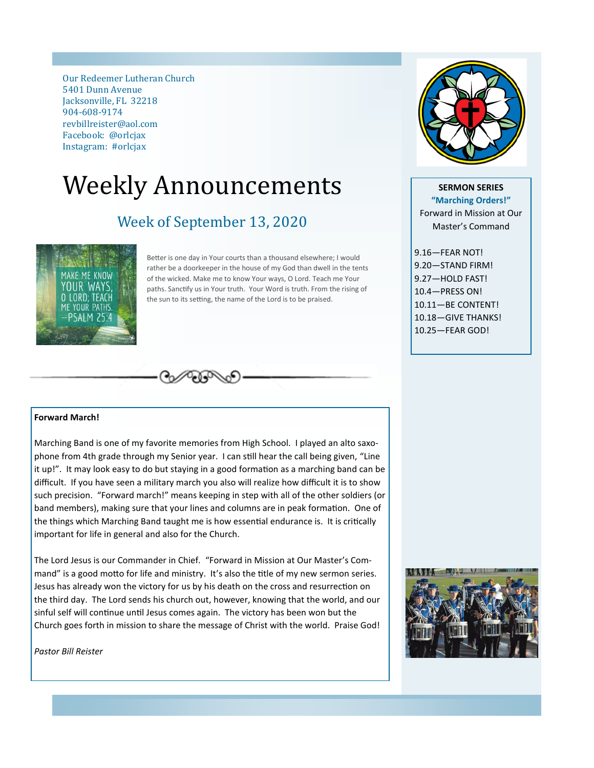Our Redeemer Lutheran Church
5401 Dunn Avenue
Jacksonville, FL 32218
904-608-9174
revbillreister@aol.com
Facebook: @orlcjax
Instagram: #orlcjax

# Weekly Announcements

## Week of September 13, 2020

MAKE ME KNOW YOUR WAYS, O LORD; TEACH ME YOUR PATHS. —PSALM 25:4

Better is one day in Your courts than a thousand elsewhere; I would rather be a doorkeeper in the house of my God than dwell in the tents of the wicked. Make me to know Your ways, O Lord. Teach me Your paths. Sanctify us in Your truth. Your Word is truth. From the rising of the sun to its setting, the name of the Lord is to be praised.

**SERMON SERIES**
**"Marching Orders!"**
Forward in Mission at Our Master's Command

9.16—FEAR NOT!
9.20—STAND FIRM!
9.27—HOLD FAST!
10.4—PRESS ON!
10.11—BE CONTENT!
10.18—GIVE THANKS!
10.25—FEAR GOD!

**Forward March!**

Marching Band is one of my favorite memories from High School. I played an alto saxophone from 4th grade through my Senior year. I can still hear the call being given, "Line it up!". It may look easy to do but staying in a good formation as a marching band can be difficult. If you have seen a military march you also will realize how difficult it is to show such precision. "Forward march!" means keeping in step with all of the other soldiers (or band members), making sure that your lines and columns are in peak formation. One of the things which Marching Band taught me is how essential endurance is. It is critically important for life in general and also for the Church.

The Lord Jesus is our Commander in Chief. "Forward in Mission at Our Master's Command" is a good motto for life and ministry. It's also the title of my new sermon series. Jesus has already won the victory for us by his death on the cross and resurrection on the third day. The Lord sends his church out, however, knowing that the world, and our sinful self will continue until Jesus comes again. The victory has been won but the Church goes forth in mission to share the message of Christ with the world. Praise God!

*Pastor Bill Reister*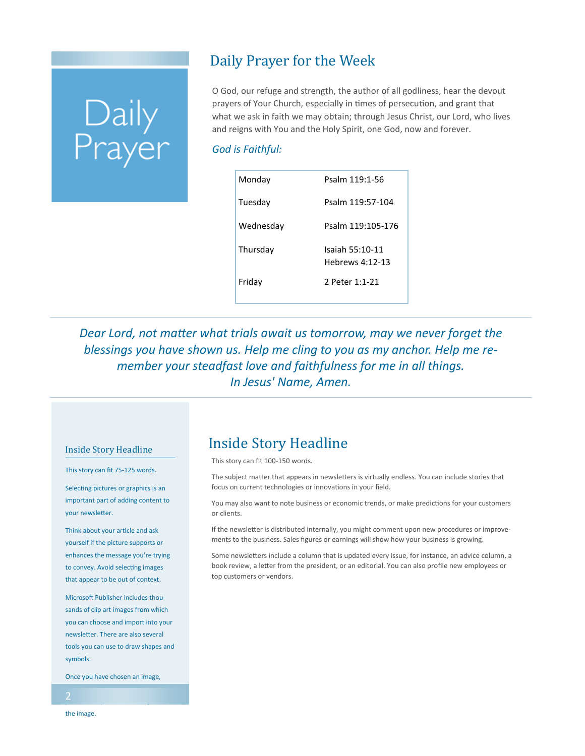Daily Prayer

## Daily Prayer for the Week

O God, our refuge and strength, the author of all godliness, hear the devout prayers of Your Church, especially in times of persecution, and grant that what we ask in faith we may obtain; through Jesus Christ, our Lord, who lives and reigns with You and the Holy Spirit, one God, now and forever.

*God is Faithful:*

| | |
|---|---|
| Monday | Psalm 119:1-56 |
| Tuesday | Psalm 119:57-104 |
| Wednesday | Psalm 119:105-176 |
| Thursday | Isaiah 55:10-11<br>Hebrews 4:12-13 |
| Friday | 2 Peter 1:1-21 |

*Dear Lord, not matter what trials await us tomorrow, may we never forget the blessings you have shown us. Help me cling to you as my anchor. Help me remember your steadfast love and faithfulness for me in all things.*
*In Jesus' Name, Amen.*

### Inside Story Headline

This story can fit 75-125 words.

Selecting pictures or graphics is an important part of adding content to your newsletter.

Think about your article and ask yourself if the picture supports or enhances the message you're trying to convey. Avoid selecting images that appear to be out of context.

Microsoft Publisher includes thousands of clip art images from which you can choose and import into your newsletter. There are also several tools you can use to draw shapes and symbols.

Once you have chosen an image,

the image.

## Inside Story Headline

This story can fit 100-150 words.

The subject matter that appears in newsletters is virtually endless. You can include stories that focus on current technologies or innovations in your field.

You may also want to note business or economic trends, or make predictions for your customers or clients.

If the newsletter is distributed internally, you might comment upon new procedures or improvements to the business. Sales figures or earnings will show how your business is growing.

Some newsletters include a column that is updated every issue, for instance, an advice column, a book review, a letter from the president, or an editorial. You can also profile new employees or top customers or vendors.